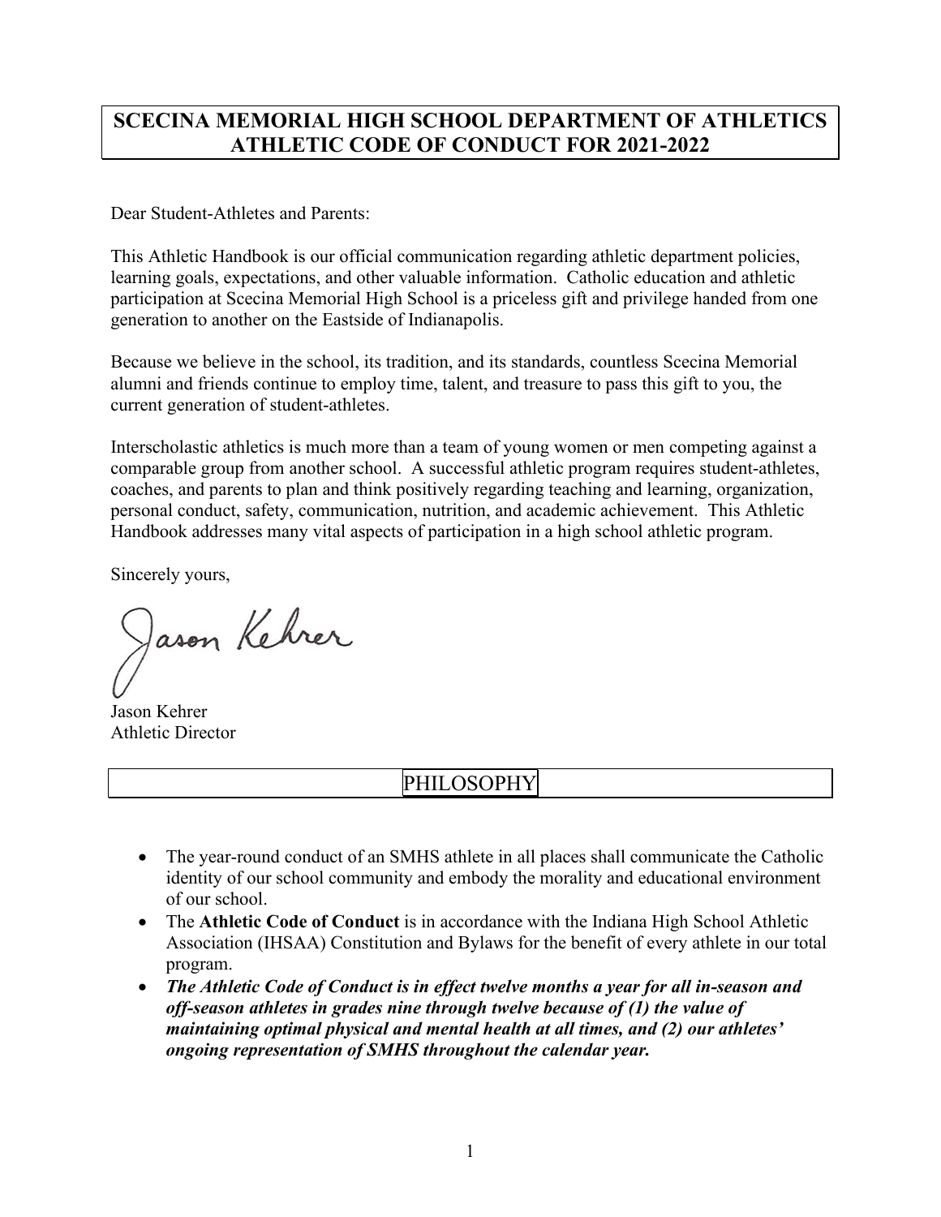# SCECINA MEMORIAL HIGH SCHOOL DEPARTMENT OF ATHLETICS ATHLETIC CODE OF CONDUCT FOR 2021-2022

Dear Student-Athletes and Parents:

This Athletic Handbook is our official communication regarding athletic department policies, learning goals, expectations, and other valuable information. Catholic education and athletic participation at Scecina Memorial High School is a priceless gift and privilege handed from one generation to another on the Eastside of Indianapolis.

Because we believe in the school, its tradition, and its standards, countless Scecina Memorial alumni and friends continue to employ time, talent, and treasure to pass this gift to you, the current generation of student-athletes.

Interscholastic athletics is much more than a team of young women or men competing against a comparable group from another school. A successful athletic program requires student-athletes, coaches, and parents to plan and think positively regarding teaching and learning, organization, personal conduct, safety, communication, nutrition, and academic achievement. This Athletic Handbook addresses many vital aspects of participation in a high school athletic program.

Sincerely yours,

Jason Kehrer

Jason Kehrer
Athletic Director

## PHILOSOPHY

- The year-round conduct of an SMHS athlete in all places shall communicate the Catholic identity of our school community and embody the morality and educational environment of our school.
- The **Athletic Code of Conduct** is in accordance with the Indiana High School Athletic Association (IHSAA) Constitution and Bylaws for the benefit of every athlete in our total program.
- ***The Athletic Code of Conduct is in effect twelve months a year for all in-season and off-season athletes in grades nine through twelve because of (1) the value of maintaining optimal physical and mental health at all times, and (2) our athletes' ongoing representation of SMHS throughout the calendar year.***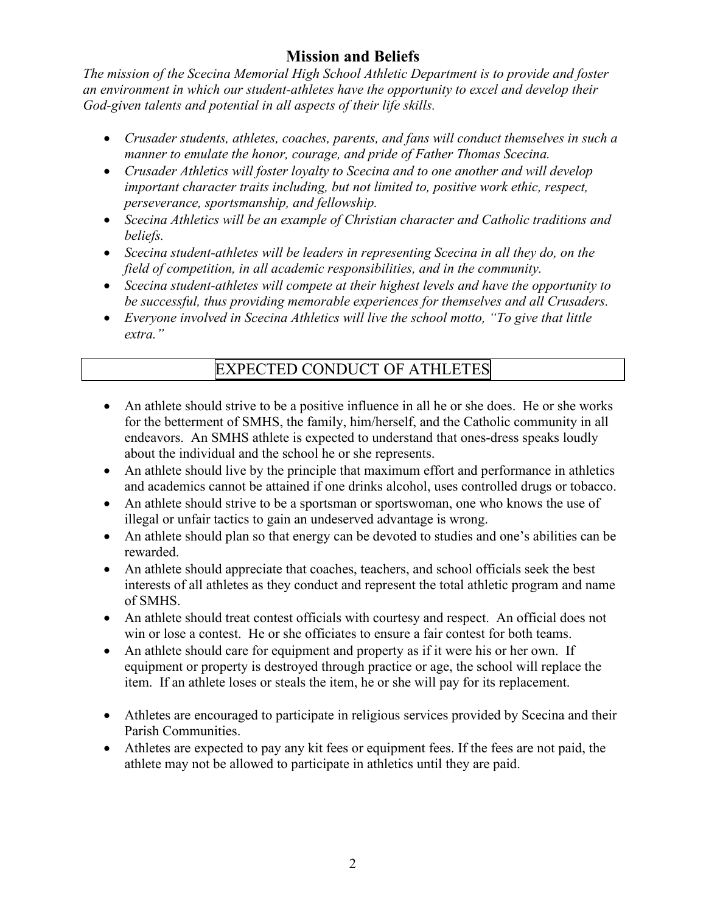## Mission and Beliefs

*The mission of the Scecina Memorial High School Athletic Department is to provide and foster an environment in which our student-athletes have the opportunity to excel and develop their God-given talents and potential in all aspects of their life skills.*

- *Crusader students, athletes, coaches, parents, and fans will conduct themselves in such a manner to emulate the honor, courage, and pride of Father Thomas Scecina.*
- *Crusader Athletics will foster loyalty to Scecina and to one another and will develop important character traits including, but not limited to, positive work ethic, respect, perseverance, sportsmanship, and fellowship.*
- *Scecina Athletics will be an example of Christian character and Catholic traditions and beliefs.*
- *Scecina student-athletes will be leaders in representing Scecina in all they do, on the field of competition, in all academic responsibilities, and in the community.*
- *Scecina student-athletes will compete at their highest levels and have the opportunity to be successful, thus providing memorable experiences for themselves and all Crusaders.*
- *Everyone involved in Scecina Athletics will live the school motto, "To give that little extra."*

## EXPECTED CONDUCT OF ATHLETES

- An athlete should strive to be a positive influence in all he or she does. He or she works for the betterment of SMHS, the family, him/herself, and the Catholic community in all endeavors. An SMHS athlete is expected to understand that ones-dress speaks loudly about the individual and the school he or she represents.
- An athlete should live by the principle that maximum effort and performance in athletics and academics cannot be attained if one drinks alcohol, uses controlled drugs or tobacco.
- An athlete should strive to be a sportsman or sportswoman, one who knows the use of illegal or unfair tactics to gain an undeserved advantage is wrong.
- An athlete should plan so that energy can be devoted to studies and one's abilities can be rewarded.
- An athlete should appreciate that coaches, teachers, and school officials seek the best interests of all athletes as they conduct and represent the total athletic program and name of SMHS.
- An athlete should treat contest officials with courtesy and respect. An official does not win or lose a contest. He or she officiates to ensure a fair contest for both teams.
- An athlete should care for equipment and property as if it were his or her own. If equipment or property is destroyed through practice or age, the school will replace the item. If an athlete loses or steals the item, he or she will pay for its replacement.
- Athletes are encouraged to participate in religious services provided by Scecina and their Parish Communities.
- Athletes are expected to pay any kit fees or equipment fees. If the fees are not paid, the athlete may not be allowed to participate in athletics until they are paid.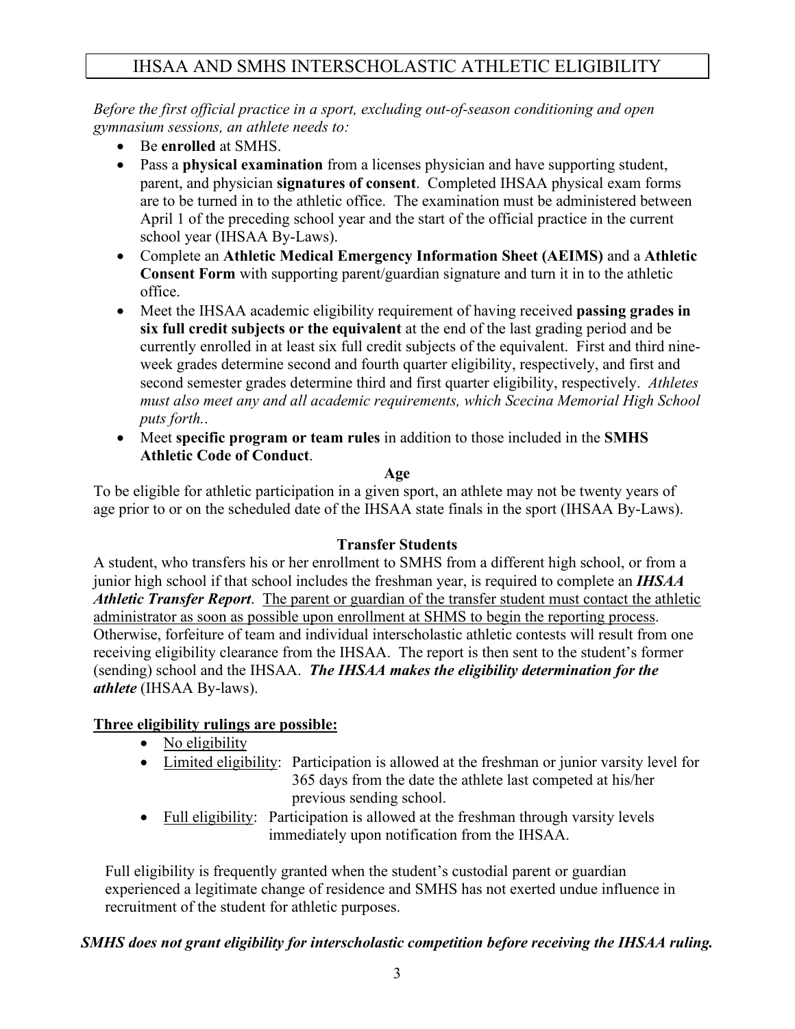# IHSAA AND SMHS INTERSCHOLASTIC ATHLETIC ELIGIBILITY

*Before the first official practice in a sport, excluding out-of-season conditioning and open gymnasium sessions, an athlete needs to:*

- Be **enrolled** at SMHS.
- Pass a **physical examination** from a licenses physician and have supporting student, parent, and physician **signatures of consent**. Completed IHSAA physical exam forms are to be turned in to the athletic office. The examination must be administered between April 1 of the preceding school year and the start of the official practice in the current school year (IHSAA By-Laws).
- Complete an **Athletic Medical Emergency Information Sheet (AEIMS)** and a **Athletic Consent Form** with supporting parent/guardian signature and turn it in to the athletic office.
- Meet the IHSAA academic eligibility requirement of having received **passing grades in six full credit subjects or the equivalent** at the end of the last grading period and be currently enrolled in at least six full credit subjects of the equivalent. First and third nine-week grades determine second and fourth quarter eligibility, respectively, and first and second semester grades determine third and first quarter eligibility, respectively. *Athletes must also meet any and all academic requirements, which Scecina Memorial High School puts forth..*
- Meet **specific program or team rules** in addition to those included in the **SMHS Athletic Code of Conduct**.

### Age

To be eligible for athletic participation in a given sport, an athlete may not be twenty years of age prior to or on the scheduled date of the IHSAA state finals in the sport (IHSAA By-Laws).

### Transfer Students

A student, who transfers his or her enrollment to SMHS from a different high school, or from a junior high school if that school includes the freshman year, is required to complete an ***IHSAA Athletic Transfer Report***. <u>The parent or guardian of the transfer student must contact the athletic administrator as soon as possible upon enrollment at SHMS to begin the reporting process</u>. Otherwise, forfeiture of team and individual interscholastic athletic contests will result from one receiving eligibility clearance from the IHSAA. The report is then sent to the student's former (sending) school and the IHSAA. ***The IHSAA makes the eligibility determination for the athlete*** (IHSAA By-laws).

**<u>Three eligibility rulings are possible:</u>**

- <u>No eligibility</u>
- <u>Limited eligibility</u>: Participation is allowed at the freshman or junior varsity level for 365 days from the date the athlete last competed at his/her previous sending school.
- <u>Full eligibility</u>: Participation is allowed at the freshman through varsity levels immediately upon notification from the IHSAA.

Full eligibility is frequently granted when the student's custodial parent or guardian experienced a legitimate change of residence and SMHS has not exerted undue influence in recruitment of the student for athletic purposes.

***SMHS does not grant eligibility for interscholastic competition before receiving the IHSAA ruling.***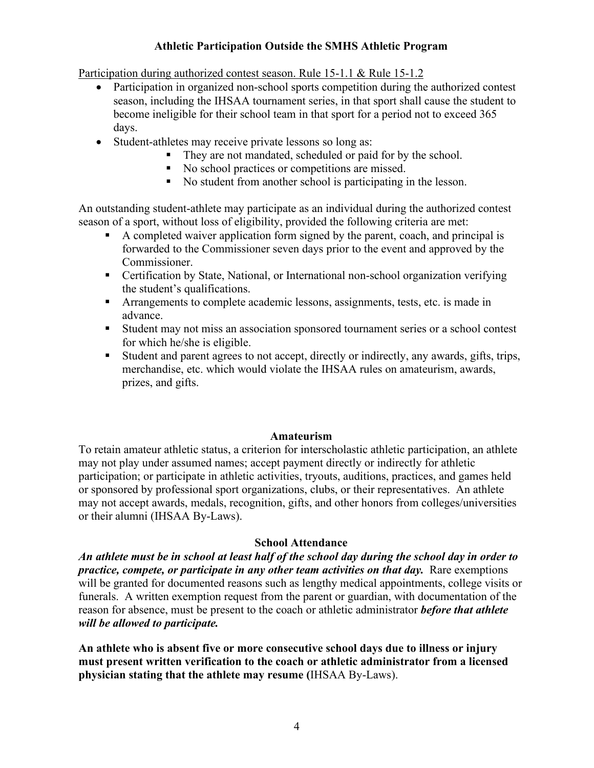## Athletic Participation Outside the SMHS Athletic Program

<u>Participation during authorized contest season. Rule 15-1.1 & Rule 15-1.2</u>

- Participation in organized non-school sports competition during the authorized contest season, including the IHSAA tournament series, in that sport shall cause the student to become ineligible for their school team in that sport for a period not to exceed 365 days.
- Student-athletes may receive private lessons so long as:
  - They are not mandated, scheduled or paid for by the school.
  - No school practices or competitions are missed.
  - No student from another school is participating in the lesson.

An outstanding student-athlete may participate as an individual during the authorized contest season of a sport, without loss of eligibility, provided the following criteria are met:

- A completed waiver application form signed by the parent, coach, and principal is forwarded to the Commissioner seven days prior to the event and approved by the Commissioner.
- Certification by State, National, or International non-school organization verifying the student's qualifications.
- Arrangements to complete academic lessons, assignments, tests, etc. is made in advance.
- Student may not miss an association sponsored tournament series or a school contest for which he/she is eligible.
- Student and parent agrees to not accept, directly or indirectly, any awards, gifts, trips, merchandise, etc. which would violate the IHSAA rules on amateurism, awards, prizes, and gifts.

## Amateurism

To retain amateur athletic status, a criterion for interscholastic athletic participation, an athlete may not play under assumed names; accept payment directly or indirectly for athletic participation; or participate in athletic activities, tryouts, auditions, practices, and games held or sponsored by professional sport organizations, clubs, or their representatives. An athlete may not accept awards, medals, recognition, gifts, and other honors from colleges/universities or their alumni (IHSAA By-Laws).

## School Attendance

***An athlete must be in school at least half of the school day during the school day in order to practice, compete, or participate in any other team activities on that day.*** Rare exemptions will be granted for documented reasons such as lengthy medical appointments, college visits or funerals. A written exemption request from the parent or guardian, with documentation of the reason for absence, must be present to the coach or athletic administrator ***before that athlete will be allowed to participate.***

**An athlete who is absent five or more consecutive school days due to illness or injury must present written verification to the coach or athletic administrator from a licensed physician stating that the athlete may resume (**IHSAA By-Laws).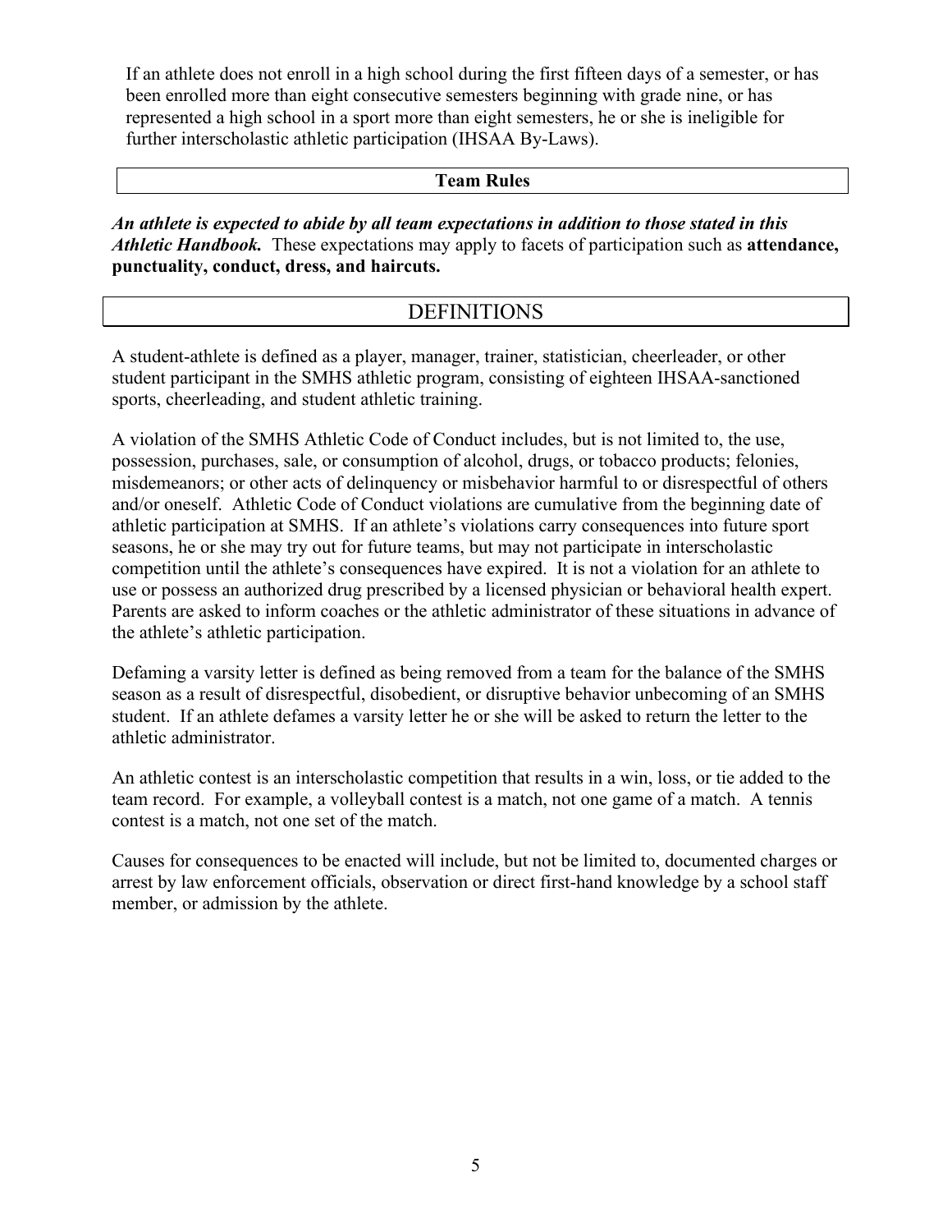If an athlete does not enroll in a high school during the first fifteen days of a semester, or has been enrolled more than eight consecutive semesters beginning with grade nine, or has represented a high school in a sport more than eight semesters, he or she is ineligible for further interscholastic athletic participation (IHSAA By-Laws).

### Team Rules

***An athlete is expected to abide by all team expectations in addition to those stated in this Athletic Handbook.*** These expectations may apply to facets of participation such as **attendance, punctuality, conduct, dress, and haircuts.**

## DEFINITIONS

A student-athlete is defined as a player, manager, trainer, statistician, cheerleader, or other student participant in the SMHS athletic program, consisting of eighteen IHSAA-sanctioned sports, cheerleading, and student athletic training.

A violation of the SMHS Athletic Code of Conduct includes, but is not limited to, the use, possession, purchases, sale, or consumption of alcohol, drugs, or tobacco products; felonies, misdemeanors; or other acts of delinquency or misbehavior harmful to or disrespectful of others and/or oneself. Athletic Code of Conduct violations are cumulative from the beginning date of athletic participation at SMHS. If an athlete's violations carry consequences into future sport seasons, he or she may try out for future teams, but may not participate in interscholastic competition until the athlete's consequences have expired. It is not a violation for an athlete to use or possess an authorized drug prescribed by a licensed physician or behavioral health expert. Parents are asked to inform coaches or the athletic administrator of these situations in advance of the athlete's athletic participation.

Defaming a varsity letter is defined as being removed from a team for the balance of the SMHS season as a result of disrespectful, disobedient, or disruptive behavior unbecoming of an SMHS student. If an athlete defames a varsity letter he or she will be asked to return the letter to the athletic administrator.

An athletic contest is an interscholastic competition that results in a win, loss, or tie added to the team record. For example, a volleyball contest is a match, not one game of a match. A tennis contest is a match, not one set of the match.

Causes for consequences to be enacted will include, but not be limited to, documented charges or arrest by law enforcement officials, observation or direct first-hand knowledge by a school staff member, or admission by the athlete.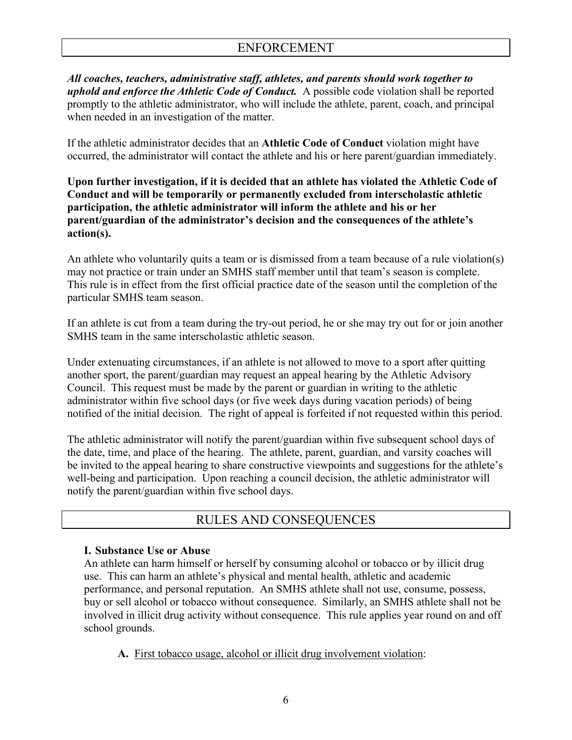## ENFORCEMENT

***All coaches, teachers, administrative staff, athletes, and parents should work together to uphold and enforce the Athletic Code of Conduct.*** A possible code violation shall be reported promptly to the athletic administrator, who will include the athlete, parent, coach, and principal when needed in an investigation of the matter.

If the athletic administrator decides that an **Athletic Code of Conduct** violation might have occurred, the administrator will contact the athlete and his or here parent/guardian immediately.

**Upon further investigation, if it is decided that an athlete has violated the Athletic Code of Conduct and will be temporarily or permanently excluded from interscholastic athletic participation, the athletic administrator will inform the athlete and his or her parent/guardian of the administrator's decision and the consequences of the athlete's action(s).**

An athlete who voluntarily quits a team or is dismissed from a team because of a rule violation(s) may not practice or train under an SMHS staff member until that team's season is complete. This rule is in effect from the first official practice date of the season until the completion of the particular SMHS team season.

If an athlete is cut from a team during the try-out period, he or she may try out for or join another SMHS team in the same interscholastic athletic season.

Under extenuating circumstances, if an athlete is not allowed to move to a sport after quitting another sport, the parent/guardian may request an appeal hearing by the Athletic Advisory Council. This request must be made by the parent or guardian in writing to the athletic administrator within five school days (or five week days during vacation periods) of being notified of the initial decision. The right of appeal is forfeited if not requested within this period.

The athletic administrator will notify the parent/guardian within five subsequent school days of the date, time, and place of the hearing. The athlete, parent, guardian, and varsity coaches will be invited to the appeal hearing to share constructive viewpoints and suggestions for the athlete's well-being and participation. Upon reaching a council decision, the athletic administrator will notify the parent/guardian within five school days.

## RULES AND CONSEQUENCES

### I. Substance Use or Abuse

An athlete can harm himself or herself by consuming alcohol or tobacco or by illicit drug use. This can harm an athlete's physical and mental health, athletic and academic performance, and personal reputation. An SMHS athlete shall not use, consume, possess, buy or sell alcohol or tobacco without consequence. Similarly, an SMHS athlete shall not be involved in illicit drug activity without consequence. This rule applies year round on and off school grounds.

**A.** First tobacco usage, alcohol or illicit drug involvement violation: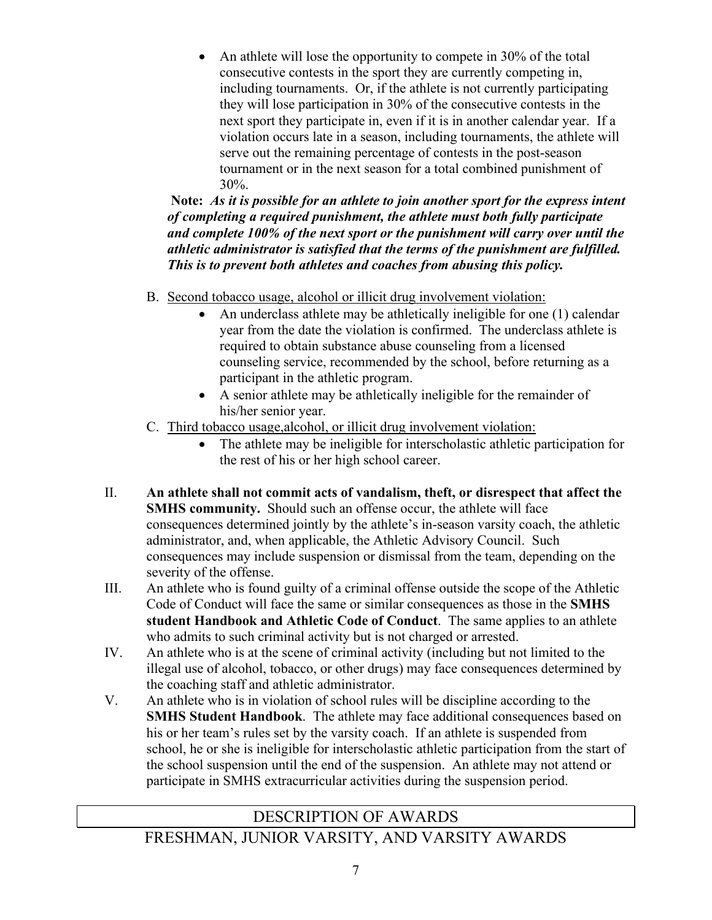- An athlete will lose the opportunity to compete in 30% of the total consecutive contests in the sport they are currently competing in, including tournaments. Or, if the athlete is not currently participating they will lose participation in 30% of the consecutive contests in the next sport they participate in, even if it is in another calendar year. If a violation occurs late in a season, including tournaments, the athlete will serve out the remaining percentage of contests in the post-season tournament or in the next season for a total combined punishment of 30%.

**Note:** ***As it is possible for an athlete to join another sport for the express intent of completing a required punishment, the athlete must both fully participate and complete 100% of the next sport or the punishment will carry over until the athletic administrator is satisfied that the terms of the punishment are fulfilled. This is to prevent both athletes and coaches from abusing this policy.***

B. <u>Second tobacco usage, alcohol or illicit drug involvement violation:</u>
   - An underclass athlete may be athletically ineligible for one (1) calendar year from the date the violation is confirmed. The underclass athlete is required to obtain substance abuse counseling from a licensed counseling service, recommended by the school, before returning as a participant in the athletic program.
   - A senior athlete may be athletically ineligible for the remainder of his/her senior year.

C. <u>Third tobacco usage,alcohol, or illicit drug involvement violation:</u>
   - The athlete may be ineligible for interscholastic athletic participation for the rest of his or her high school career.

II. **An athlete shall not commit acts of vandalism, theft, or disrespect that affect the SMHS community.** Should such an offense occur, the athlete will face consequences determined jointly by the athlete's in-season varsity coach, the athletic administrator, and, when applicable, the Athletic Advisory Council. Such consequences may include suspension or dismissal from the team, depending on the severity of the offense.

III. An athlete who is found guilty of a criminal offense outside the scope of the Athletic Code of Conduct will face the same or similar consequences as those in the **SMHS student Handbook and Athletic Code of Conduct**. The same applies to an athlete who admits to such criminal activity but is not charged or arrested.

IV. An athlete who is at the scene of criminal activity (including but not limited to the illegal use of alcohol, tobacco, or other drugs) may face consequences determined by the coaching staff and athletic administrator.

V. An athlete who is in violation of school rules will be discipline according to the **SMHS Student Handbook**. The athlete may face additional consequences based on his or her team's rules set by the varsity coach. If an athlete is suspended from school, he or she is ineligible for interscholastic athletic participation from the start of the school suspension until the end of the suspension. An athlete may not attend or participate in SMHS extracurricular activities during the suspension period.

## DESCRIPTION OF AWARDS

## FRESHMAN, JUNIOR VARSITY, AND VARSITY AWARDS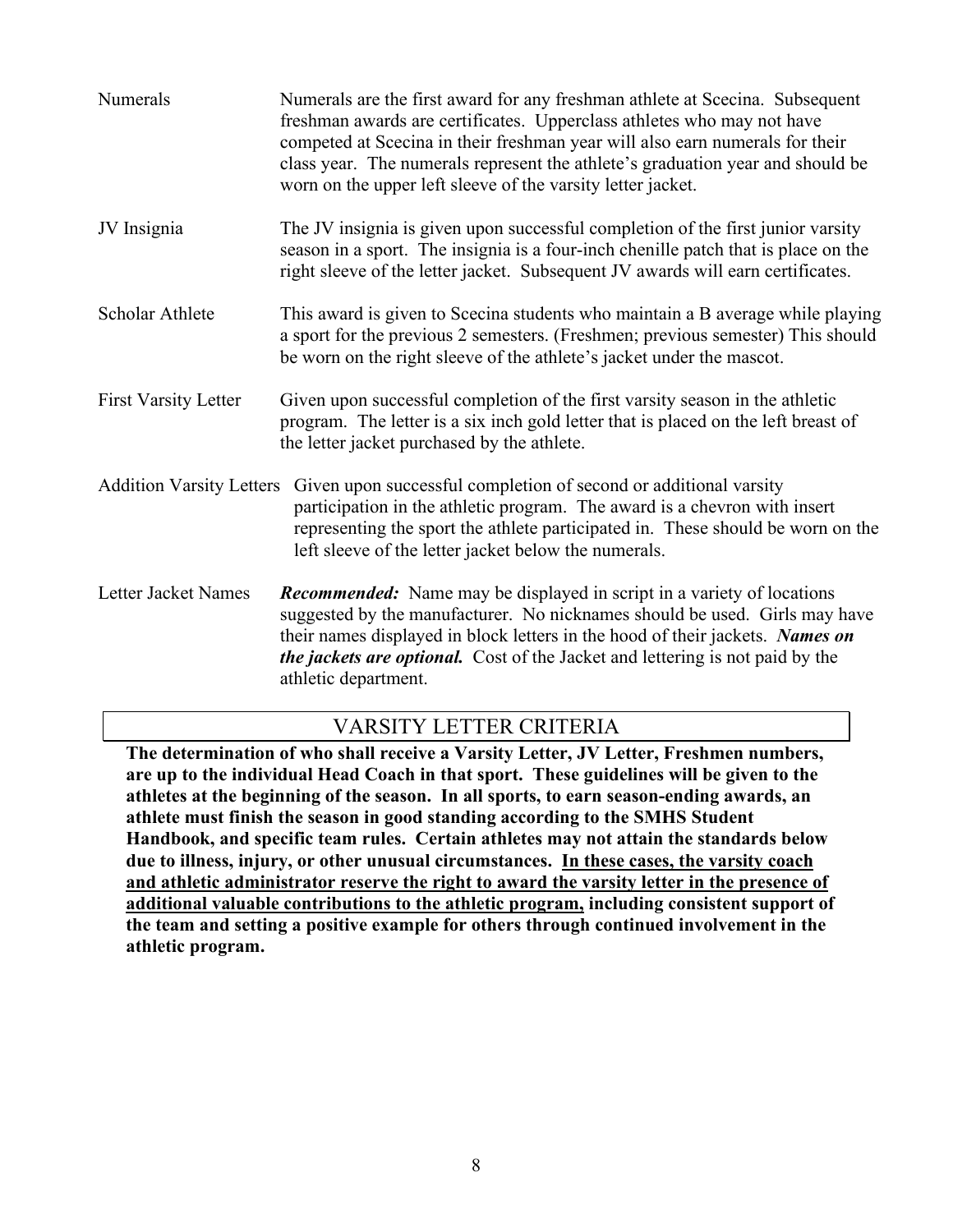Numerals — Numerals are the first award for any freshman athlete at Scecina. Subsequent freshman awards are certificates. Upperclass athletes who may not have competed at Scecina in their freshman year will also earn numerals for their class year. The numerals represent the athlete's graduation year and should be worn on the upper left sleeve of the varsity letter jacket.

JV Insignia — The JV insignia is given upon successful completion of the first junior varsity season in a sport. The insignia is a four-inch chenille patch that is place on the right sleeve of the letter jacket. Subsequent JV awards will earn certificates.

Scholar Athlete — This award is given to Scecina students who maintain a B average while playing a sport for the previous 2 semesters. (Freshmen; previous semester) This should be worn on the right sleeve of the athlete's jacket under the mascot.

First Varsity Letter — Given upon successful completion of the first varsity season in the athletic program. The letter is a six inch gold letter that is placed on the left breast of the letter jacket purchased by the athlete.

Addition Varsity Letters — Given upon successful completion of second or additional varsity participation in the athletic program. The award is a chevron with insert representing the sport the athlete participated in. These should be worn on the left sleeve of the letter jacket below the numerals.

Letter Jacket Names — ***Recommended:*** Name may be displayed in script in a variety of locations suggested by the manufacturer. No nicknames should be used. Girls may have their names displayed in block letters in the hood of their jackets. ***Names on the jackets are optional.*** Cost of the Jacket and lettering is not paid by the athletic department.

## VARSITY LETTER CRITERIA

**The determination of who shall receive a Varsity Letter, JV Letter, Freshmen numbers, are up to the individual Head Coach in that sport. These guidelines will be given to the athletes at the beginning of the season. In all sports, to earn season-ending awards, an athlete must finish the season in good standing according to the SMHS Student Handbook, and specific team rules. Certain athletes may not attain the standards below due to illness, injury, or other unusual circumstances. <u>In these cases, the varsity coach and athletic administrator reserve the right to award the varsity letter in the presence of additional valuable contributions to the athletic program,</u> including consistent support of the team and setting a positive example for others through continued involvement in the athletic program.**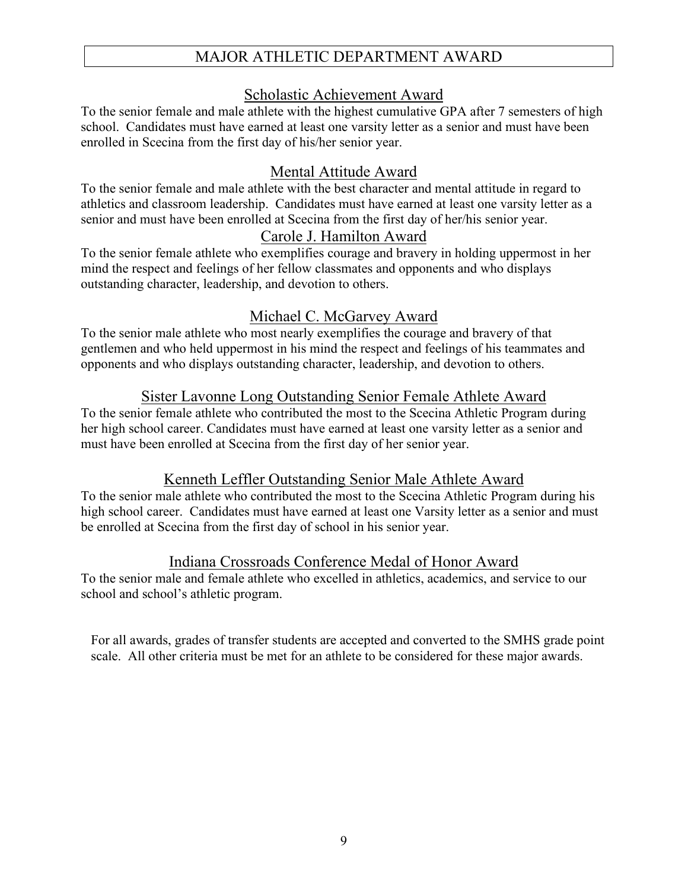# MAJOR ATHLETIC DEPARTMENT AWARD

## Scholastic Achievement Award

To the senior female and male athlete with the highest cumulative GPA after 7 semesters of high school. Candidates must have earned at least one varsity letter as a senior and must have been enrolled in Scecina from the first day of his/her senior year.

## Mental Attitude Award

To the senior female and male athlete with the best character and mental attitude in regard to athletics and classroom leadership. Candidates must have earned at least one varsity letter as a senior and must have been enrolled at Scecina from the first day of her/his senior year.

## Carole J. Hamilton Award

To the senior female athlete who exemplifies courage and bravery in holding uppermost in her mind the respect and feelings of her fellow classmates and opponents and who displays outstanding character, leadership, and devotion to others.

## Michael C. McGarvey Award

To the senior male athlete who most nearly exemplifies the courage and bravery of that gentlemen and who held uppermost in his mind the respect and feelings of his teammates and opponents and who displays outstanding character, leadership, and devotion to others.

## Sister Lavonne Long Outstanding Senior Female Athlete Award

To the senior female athlete who contributed the most to the Scecina Athletic Program during her high school career. Candidates must have earned at least one varsity letter as a senior and must have been enrolled at Scecina from the first day of her senior year.

## Kenneth Leffler Outstanding Senior Male Athlete Award

To the senior male athlete who contributed the most to the Scecina Athletic Program during his high school career. Candidates must have earned at least one Varsity letter as a senior and must be enrolled at Scecina from the first day of school in his senior year.

## Indiana Crossroads Conference Medal of Honor Award

To the senior male and female athlete who excelled in athletics, academics, and service to our school and school's athletic program.

For all awards, grades of transfer students are accepted and converted to the SMHS grade point scale. All other criteria must be met for an athlete to be considered for these major awards.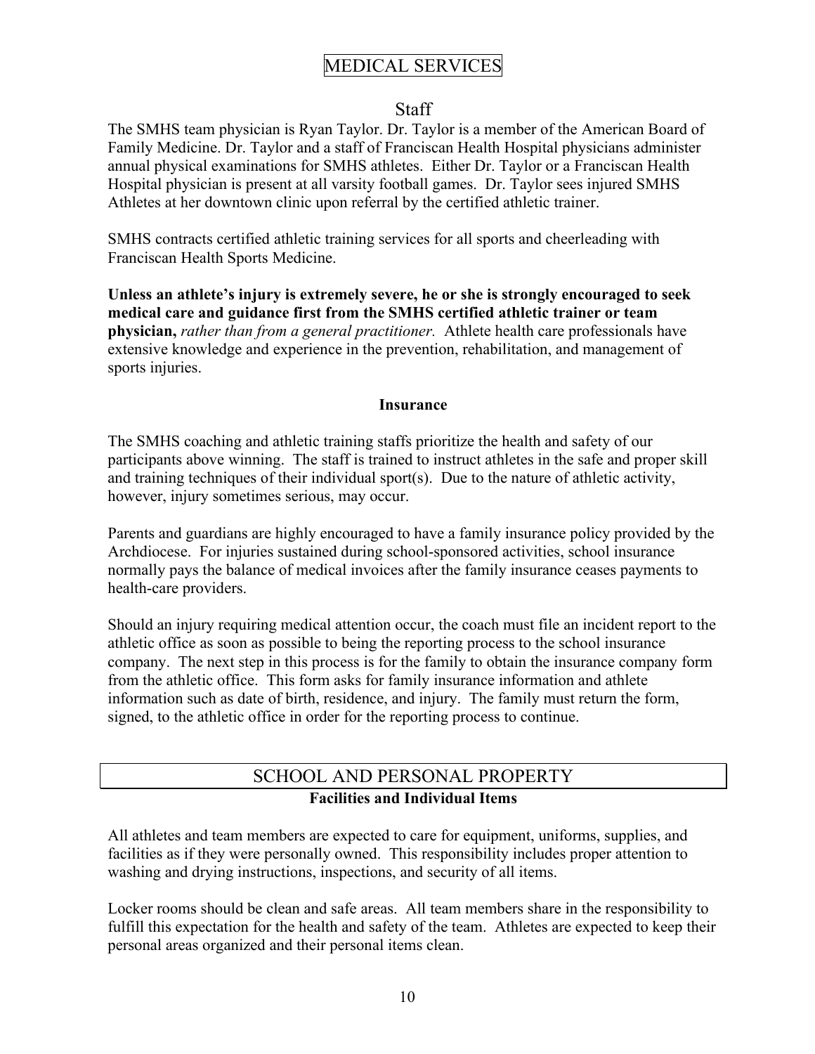# MEDICAL SERVICES

## Staff

The SMHS team physician is Ryan Taylor. Dr. Taylor is a member of the American Board of Family Medicine. Dr. Taylor and a staff of Franciscan Health Hospital physicians administer annual physical examinations for SMHS athletes. Either Dr. Taylor or a Franciscan Health Hospital physician is present at all varsity football games. Dr. Taylor sees injured SMHS Athletes at her downtown clinic upon referral by the certified athletic trainer.

SMHS contracts certified athletic training services for all sports and cheerleading with Franciscan Health Sports Medicine.

**Unless an athlete's injury is extremely severe, he or she is strongly encouraged to seek medical care and guidance first from the SMHS certified athletic trainer or team physician,** *rather than from a general practitioner.* Athlete health care professionals have extensive knowledge and experience in the prevention, rehabilitation, and management of sports injuries.

### Insurance

The SMHS coaching and athletic training staffs prioritize the health and safety of our participants above winning. The staff is trained to instruct athletes in the safe and proper skill and training techniques of their individual sport(s). Due to the nature of athletic activity, however, injury sometimes serious, may occur.

Parents and guardians are highly encouraged to have a family insurance policy provided by the Archdiocese. For injuries sustained during school-sponsored activities, school insurance normally pays the balance of medical invoices after the family insurance ceases payments to health-care providers.

Should an injury requiring medical attention occur, the coach must file an incident report to the athletic office as soon as possible to being the reporting process to the school insurance company. The next step in this process is for the family to obtain the insurance company form from the athletic office. This form asks for family insurance information and athlete information such as date of birth, residence, and injury. The family must return the form, signed, to the athletic office in order for the reporting process to continue.

# SCHOOL AND PERSONAL PROPERTY

### Facilities and Individual Items

All athletes and team members are expected to care for equipment, uniforms, supplies, and facilities as if they were personally owned. This responsibility includes proper attention to washing and drying instructions, inspections, and security of all items.

Locker rooms should be clean and safe areas. All team members share in the responsibility to fulfill this expectation for the health and safety of the team. Athletes are expected to keep their personal areas organized and their personal items clean.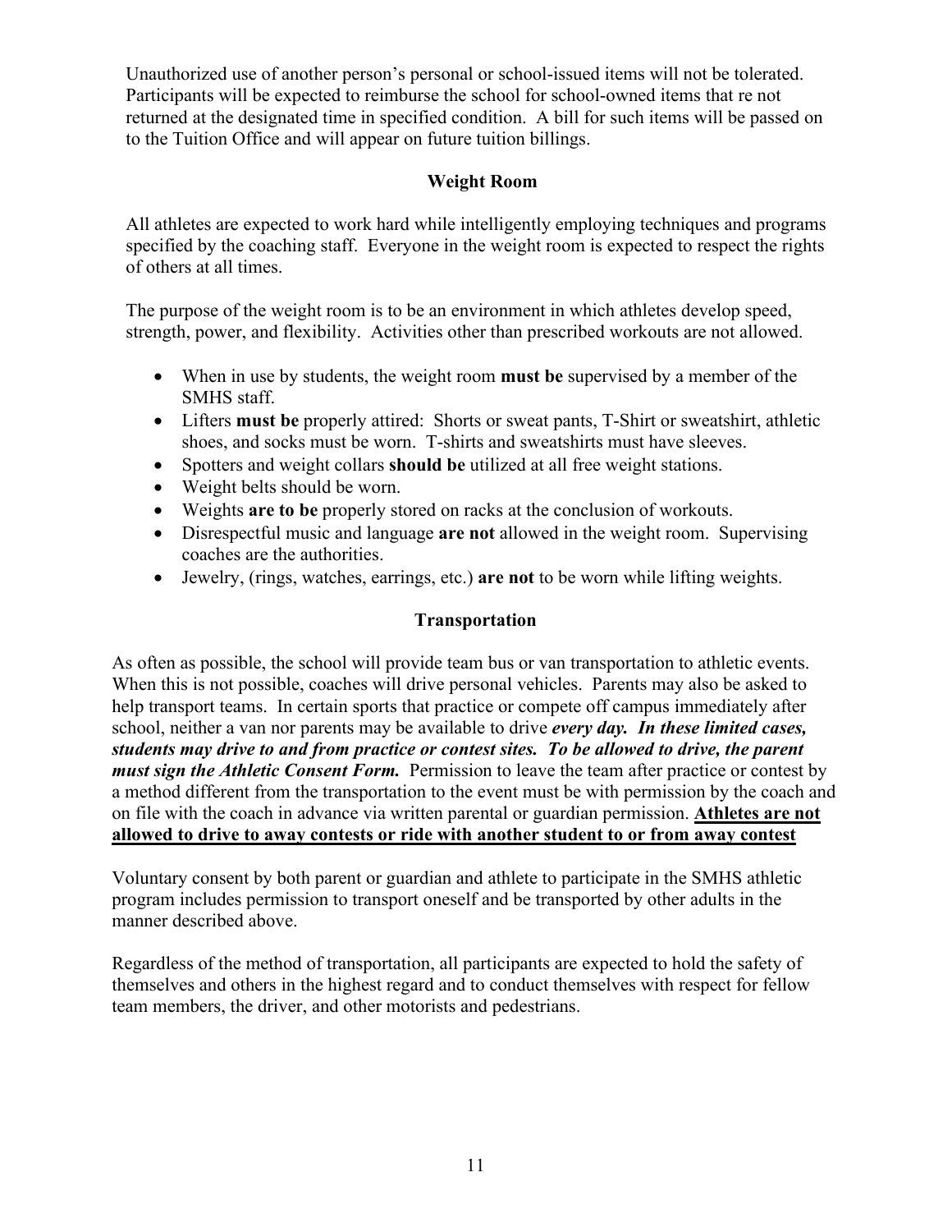Unauthorized use of another person's personal or school-issued items will not be tolerated. Participants will be expected to reimburse the school for school-owned items that re not returned at the designated time in specified condition. A bill for such items will be passed on to the Tuition Office and will appear on future tuition billings.

### Weight Room

All athletes are expected to work hard while intelligently employing techniques and programs specified by the coaching staff. Everyone in the weight room is expected to respect the rights of others at all times.

The purpose of the weight room is to be an environment in which athletes develop speed, strength, power, and flexibility. Activities other than prescribed workouts are not allowed.

- When in use by students, the weight room **must be** supervised by a member of the SMHS staff.
- Lifters **must be** properly attired: Shorts or sweat pants, T-Shirt or sweatshirt, athletic shoes, and socks must be worn. T-shirts and sweatshirts must have sleeves.
- Spotters and weight collars **should be** utilized at all free weight stations.
- Weight belts should be worn.
- Weights **are to be** properly stored on racks at the conclusion of workouts.
- Disrespectful music and language **are not** allowed in the weight room. Supervising coaches are the authorities.
- Jewelry, (rings, watches, earrings, etc.) **are not** to be worn while lifting weights.

### Transportation

As often as possible, the school will provide team bus or van transportation to athletic events. When this is not possible, coaches will drive personal vehicles. Parents may also be asked to help transport teams. In certain sports that practice or compete off campus immediately after school, neither a van nor parents may be available to drive ***every day. In these limited cases, students may drive to and from practice or contest sites. To be allowed to drive, the parent must sign the Athletic Consent Form.*** Permission to leave the team after practice or contest by a method different from the transportation to the event must be with permission by the coach and on file with the coach in advance via written parental or guardian permission. <u>**Athletes are not allowed to drive to away contests or ride with another student to or from away contest**</u>

Voluntary consent by both parent or guardian and athlete to participate in the SMHS athletic program includes permission to transport oneself and be transported by other adults in the manner described above.

Regardless of the method of transportation, all participants are expected to hold the safety of themselves and others in the highest regard and to conduct themselves with respect for fellow team members, the driver, and other motorists and pedestrians.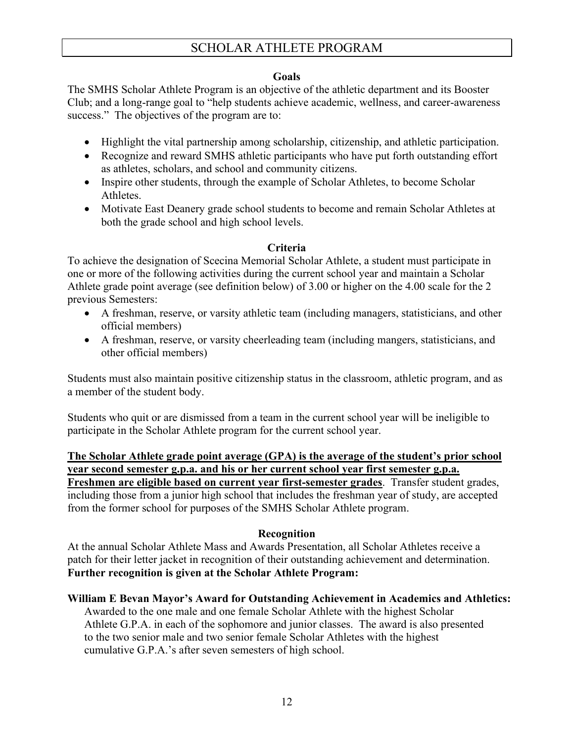# SCHOLAR ATHLETE PROGRAM

### Goals

The SMHS Scholar Athlete Program is an objective of the athletic department and its Booster Club; and a long-range goal to "help students achieve academic, wellness, and career-awareness success." The objectives of the program are to:

- Highlight the vital partnership among scholarship, citizenship, and athletic participation.
- Recognize and reward SMHS athletic participants who have put forth outstanding effort as athletes, scholars, and school and community citizens.
- Inspire other students, through the example of Scholar Athletes, to become Scholar Athletes.
- Motivate East Deanery grade school students to become and remain Scholar Athletes at both the grade school and high school levels.

### Criteria

To achieve the designation of Scecina Memorial Scholar Athlete, a student must participate in one or more of the following activities during the current school year and maintain a Scholar Athlete grade point average (see definition below) of 3.00 or higher on the 4.00 scale for the 2 previous Semesters:

- A freshman, reserve, or varsity athletic team (including managers, statisticians, and other official members)
- A freshman, reserve, or varsity cheerleading team (including mangers, statisticians, and other official members)

Students must also maintain positive citizenship status in the classroom, athletic program, and as a member of the student body.

Students who quit or are dismissed from a team in the current school year will be ineligible to participate in the Scholar Athlete program for the current school year.

**The Scholar Athlete grade point average (GPA) is the average of the student's prior school year second semester g.p.a. and his or her current school year first semester g.p.a. Freshmen are eligible based on current year first-semester grades**. Transfer student grades, including those from a junior high school that includes the freshman year of study, are accepted from the former school for purposes of the SMHS Scholar Athlete program.

### Recognition

At the annual Scholar Athlete Mass and Awards Presentation, all Scholar Athletes receive a patch for their letter jacket in recognition of their outstanding achievement and determination. **Further recognition is given at the Scholar Athlete Program:**

**William E Bevan Mayor's Award for Outstanding Achievement in Academics and Athletics:**
Awarded to the one male and one female Scholar Athlete with the highest Scholar Athlete G.P.A. in each of the sophomore and junior classes. The award is also presented to the two senior male and two senior female Scholar Athletes with the highest cumulative G.P.A.'s after seven semesters of high school.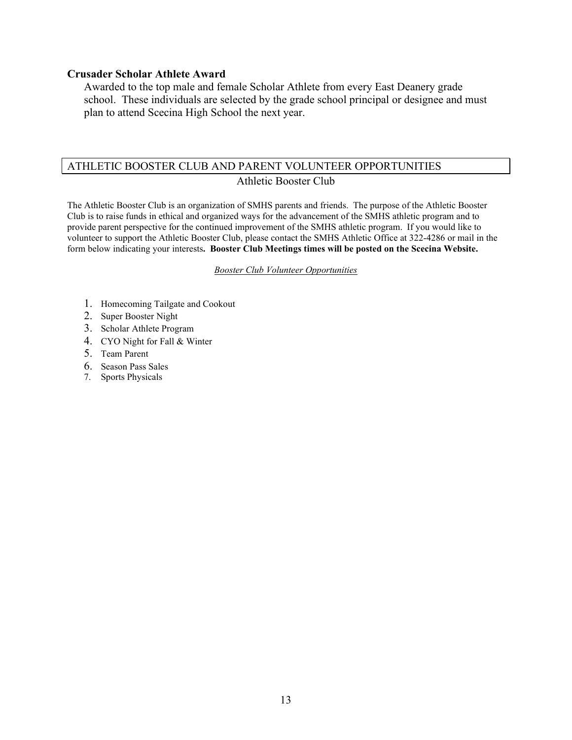### Crusader Scholar Athlete Award

Awarded to the top male and female Scholar Athlete from every East Deanery grade school. These individuals are selected by the grade school principal or designee and must plan to attend Scecina High School the next year.

## ATHLETIC BOOSTER CLUB AND PARENT VOLUNTEER OPPORTUNITIES

### Athletic Booster Club

The Athletic Booster Club is an organization of SMHS parents and friends. The purpose of the Athletic Booster Club is to raise funds in ethical and organized ways for the advancement of the SMHS athletic program and to provide parent perspective for the continued improvement of the SMHS athletic program. If you would like to volunteer to support the Athletic Booster Club, please contact the SMHS Athletic Office at 322-4286 or mail in the form below indicating your interests. **Booster Club Meetings times will be posted on the Scecina Website.**

*Booster Club Volunteer Opportunities*

1. Homecoming Tailgate and Cookout
2. Super Booster Night
3. Scholar Athlete Program
4. CYO Night for Fall & Winter
5. Team Parent
6. Season Pass Sales
7. Sports Physicals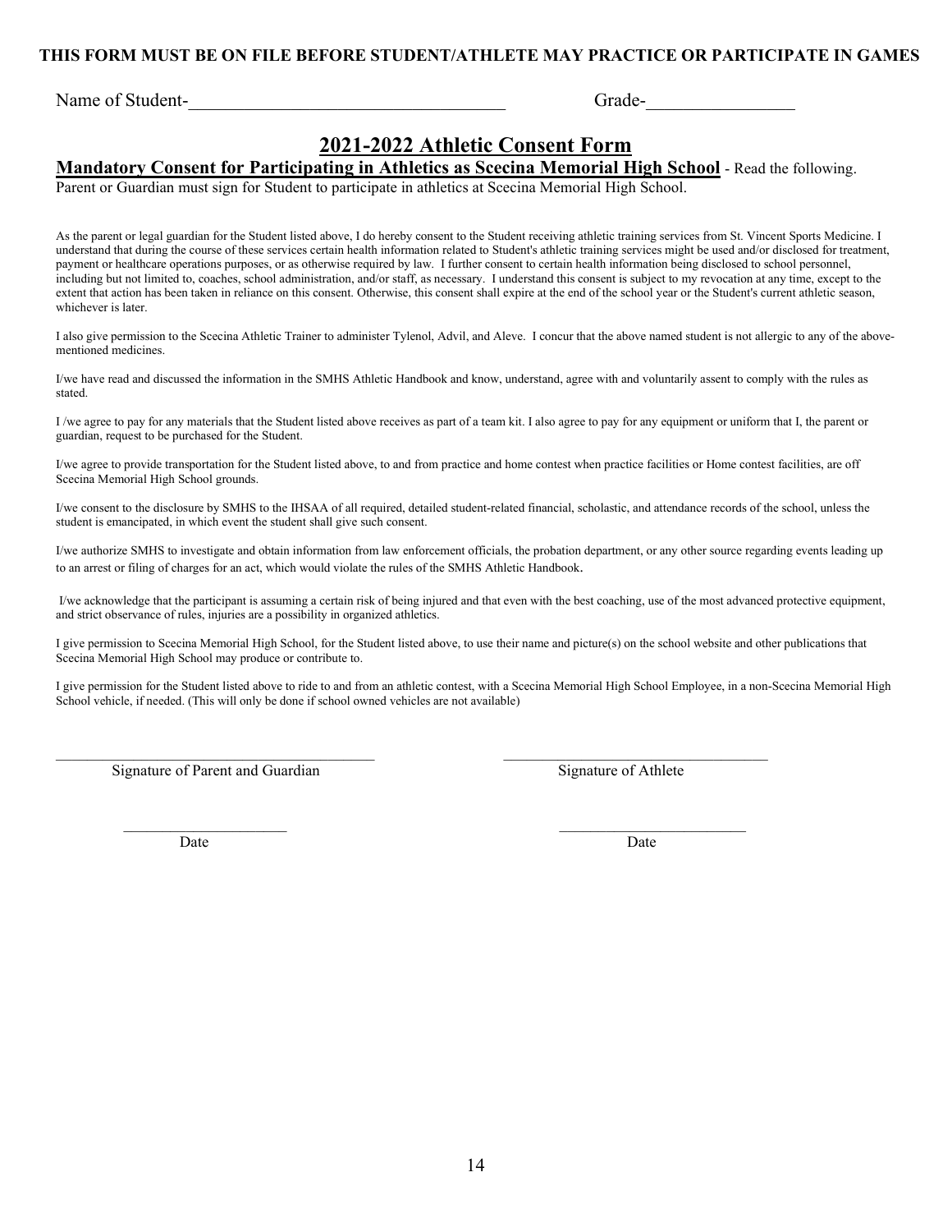**THIS FORM MUST BE ON FILE BEFORE STUDENT/ATHLETE MAY PRACTICE OR PARTICIPATE IN GAMES**

Name of Student-___________________________________ Grade-________________

## 2021-2022 Athletic Consent Form

**Mandatory Consent for Participating in Athletics as Scecina Memorial High School** - Read the following. Parent or Guardian must sign for Student to participate in athletics at Scecina Memorial High School.

As the parent or legal guardian for the Student listed above, I do hereby consent to the Student receiving athletic training services from St. Vincent Sports Medicine. I understand that during the course of these services certain health information related to Student's athletic training services might be used and/or disclosed for treatment, payment or healthcare operations purposes, or as otherwise required by law. I further consent to certain health information being disclosed to school personnel, including but not limited to, coaches, school administration, and/or staff, as necessary. I understand this consent is subject to my revocation at any time, except to the extent that action has been taken in reliance on this consent. Otherwise, this consent shall expire at the end of the school year or the Student's current athletic season, whichever is later.

I also give permission to the Scecina Athletic Trainer to administer Tylenol, Advil, and Aleve. I concur that the above named student is not allergic to any of the above-mentioned medicines.

I/we have read and discussed the information in the SMHS Athletic Handbook and know, understand, agree with and voluntarily assent to comply with the rules as stated.

I /we agree to pay for any materials that the Student listed above receives as part of a team kit. I also agree to pay for any equipment or uniform that I, the parent or guardian, request to be purchased for the Student.

I/we agree to provide transportation for the Student listed above, to and from practice and home contest when practice facilities or Home contest facilities, are off Scecina Memorial High School grounds.

I/we consent to the disclosure by SMHS to the IHSAA of all required, detailed student-related financial, scholastic, and attendance records of the school, unless the student is emancipated, in which event the student shall give such consent.

I/we authorize SMHS to investigate and obtain information from law enforcement officials, the probation department, or any other source regarding events leading up to an arrest or filing of charges for an act, which would violate the rules of the SMHS Athletic Handbook.

I/we acknowledge that the participant is assuming a certain risk of being injured and that even with the best coaching, use of the most advanced protective equipment, and strict observance of rules, injuries are a possibility in organized athletics.

I give permission to Scecina Memorial High School, for the Student listed above, to use their name and picture(s) on the school website and other publications that Scecina Memorial High School may produce or contribute to.

I give permission for the Student listed above to ride to and from an athletic contest, with a Scecina Memorial High School Employee, in a non-Scecina Memorial High School vehicle, if needed. (This will only be done if school owned vehicles are not available)

_________________________________________ Signature of Parent and Guardian

_________________________________________ Signature of Athlete

_____________________ Date

_____________________ Date